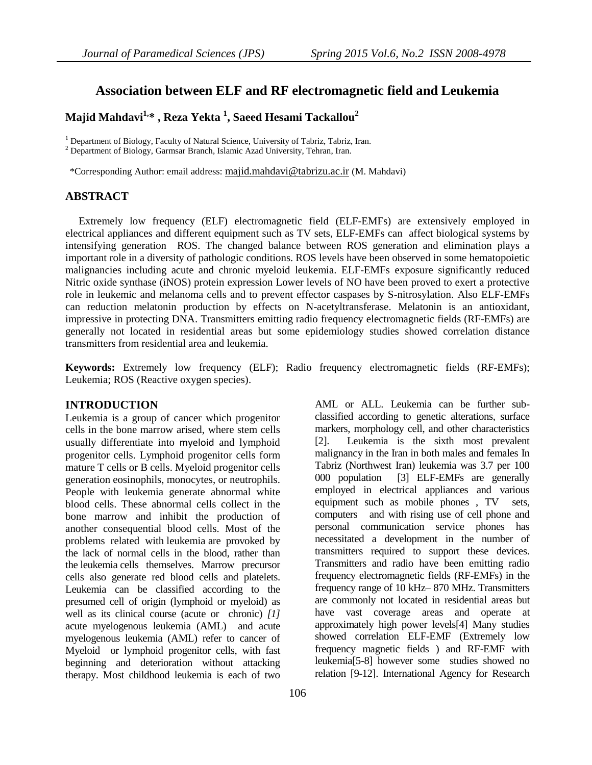# Association between ELF and RF electromagnetic field and Leukemia

**Majid Mahdavi[1,*], Reza Yekta [1], Saeed Hesami Tackallou[2]**

[1] Department of Biology, Faculty of Natural Science, University of Tabriz, Tabriz, Iran.
[2] Department of Biology, Garmsar Branch, Islamic Azad University, Tehran, Iran.

*Corresponding Author: email address: majid.mahdavi@tabrizu.ac.ir (M. Mahdavi)

## ABSTRACT

Extremely low frequency (ELF) electromagnetic field (ELF-EMFs) are extensively employed in electrical appliances and different equipment such as TV sets, ELF-EMFs can affect biological systems by intensifying generation ROS. The changed balance between ROS generation and elimination plays a important role in a diversity of pathologic conditions. ROS levels have been observed in some hematopoietic malignancies including acute and chronic myeloid leukemia. ELF-EMFs exposure significantly reduced Nitric oxide synthase (iNOS) protein expression Lower levels of NO have been proved to exert a protective role in leukemic and melanoma cells and to prevent effector caspases by S-nitrosylation. Also ELF-EMFs can reduction melatonin production by effects on N-acetyltransferase. Melatonin is an antioxidant, impressive in protecting DNA. Transmitters emitting radio frequency electromagnetic fields (RF-EMFs) are generally not located in residential areas but some epidemiology studies showed correlation distance transmitters from residential area and leukemia.

**Keywords:** Extremely low frequency (ELF); Radio frequency electromagnetic fields (RF-EMFs); Leukemia; ROS (Reactive oxygen species).

## INTRODUCTION

Leukemia is a group of cancer which progenitor cells in the bone marrow arised, where stem cells usually differentiate into myeloid and lymphoid progenitor cells. Lymphoid progenitor cells form mature T cells or B cells. Myeloid progenitor cells generation eosinophils, monocytes, or neutrophils. People with leukemia generate abnormal white blood cells. These abnormal cells collect in the bone marrow and inhibit the production of another consequential blood cells. Most of the problems related with leukemia are provoked by the lack of normal cells in the blood, rather than the leukemia cells themselves. Marrow precursor cells also generate red blood cells and platelets. Leukemia can be classified according to the presumed cell of origin (lymphoid or myeloid) as well as its clinical course (acute or chronic) *[1]* acute myelogenous leukemia (AML) and acute myelogenous leukemia (AML) refer to cancer of Myeloid or lymphoid progenitor cells, with fast beginning and deterioration without attacking therapy. Most childhood leukemia is each of two AML or ALL. Leukemia can be further sub-classified according to genetic alterations, surface markers, morphology cell, and other characteristics [2]. Leukemia is the sixth most prevalent malignancy in the Iran in both males and females In Tabriz (Northwest Iran) leukemia was 3.7 per 100 000 population [3] ELF-EMFs are generally employed in electrical appliances and various equipment such as mobile phones , TV sets, computers and with rising use of cell phone and personal communication service phones has necessitated a development in the number of transmitters required to support these devices. Transmitters and radio have been emitting radio frequency electromagnetic fields (RF-EMFs) in the frequency range of 10 kHz– 870 MHz. Transmitters are commonly not located in residential areas but have vast coverage areas and operate at approximately high power levels[4] Many studies showed correlation ELF-EMF (Extremely low frequency magnetic fields ) and RF-EMF with leukemia[5-8] however some studies showed no relation [9-12]. International Agency for Research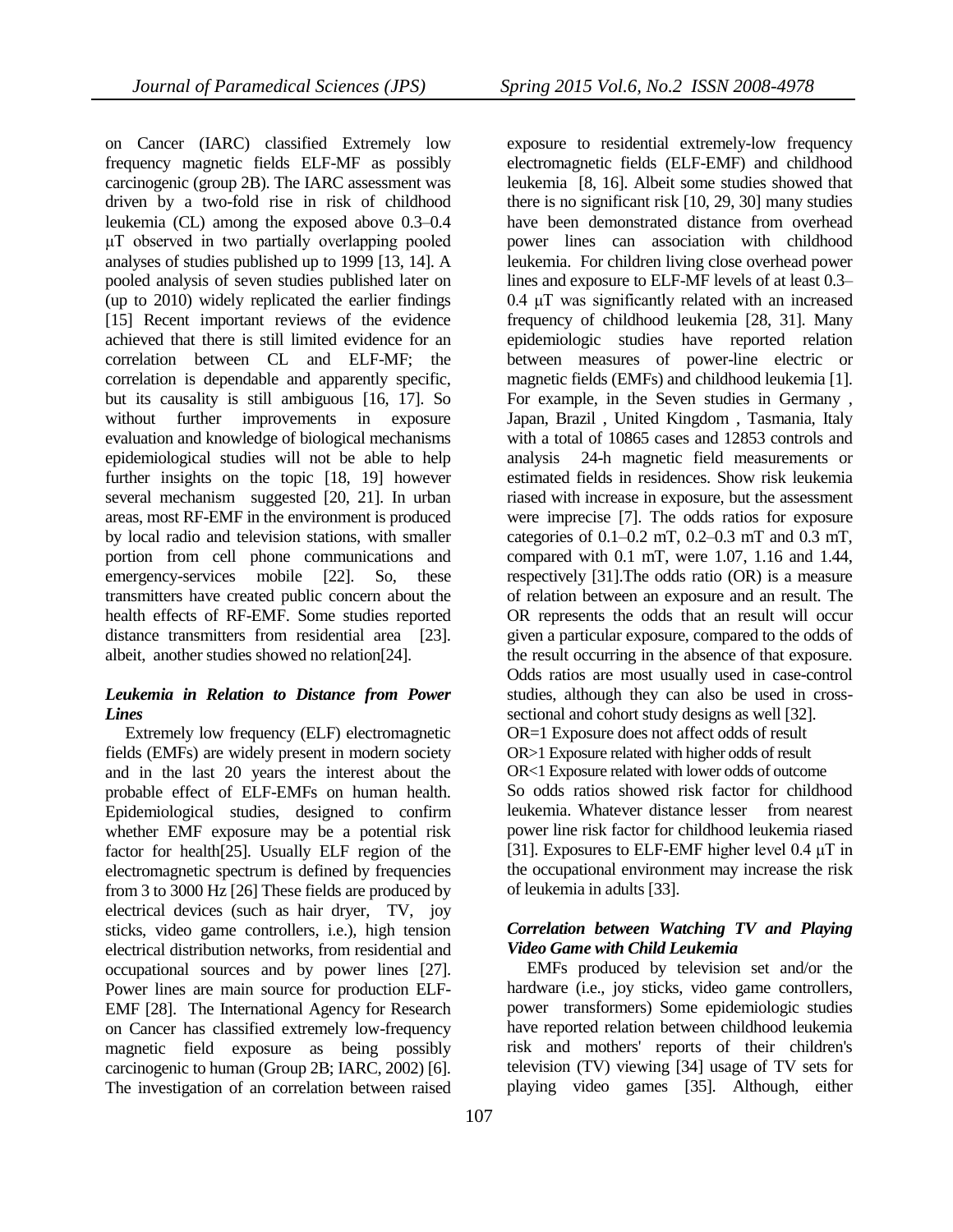on Cancer (IARC) classified Extremely low frequency magnetic fields ELF-MF as possibly carcinogenic (group 2B). The IARC assessment was driven by a two-fold rise in risk of childhood leukemia (CL) among the exposed above 0.3–0.4 μT observed in two partially overlapping pooled analyses of studies published up to 1999 [13, 14]. A pooled analysis of seven studies published later on (up to 2010) widely replicated the earlier findings [15] Recent important reviews of the evidence achieved that there is still limited evidence for an correlation between CL and ELF-MF; the correlation is dependable and apparently specific, but its causality is still ambiguous [16, 17]. So without further improvements in exposure evaluation and knowledge of biological mechanisms epidemiological studies will not be able to help further insights on the topic [18, 19] however several mechanism suggested [20, 21]. In urban areas, most RF-EMF in the environment is produced by local radio and television stations, with smaller portion from cell phone communications and emergency-services mobile [22]. So, these transmitters have created public concern about the health effects of RF-EMF. Some studies reported distance transmitters from residential area [23]. albeit, another studies showed no relation[24].

### *Leukemia in Relation to Distance from Power Lines*

Extremely low frequency (ELF) electromagnetic fields (EMFs) are widely present in modern society and in the last 20 years the interest about the probable effect of ELF-EMFs on human health. Epidemiological studies, designed to confirm whether EMF exposure may be a potential risk factor for health[25]. Usually ELF region of the electromagnetic spectrum is defined by frequencies from 3 to 3000 Hz [26] These fields are produced by electrical devices (such as hair dryer, TV, joy sticks, video game controllers, i.e.), high tension electrical distribution networks, from residential and occupational sources and by power lines [27]. Power lines are main source for production ELF-EMF [28]. The International Agency for Research on Cancer has classified extremely low-frequency magnetic field exposure as being possibly carcinogenic to human (Group 2B; IARC, 2002) [6]. The investigation of an correlation between raised exposure to residential extremely-low frequency electromagnetic fields (ELF-EMF) and childhood leukemia [8, 16]. Albeit some studies showed that there is no significant risk [10, 29, 30] many studies have been demonstrated distance from overhead power lines can association with childhood leukemia. For children living close overhead power lines and exposure to ELF-MF levels of at least 0.3–0.4 μT was significantly related with an increased frequency of childhood leukemia [28, 31]. Many epidemiologic studies have reported relation between measures of power-line electric or magnetic fields (EMFs) and childhood leukemia [1]. For example, in the Seven studies in Germany , Japan, Brazil , United Kingdom , Tasmania, Italy with a total of 10865 cases and 12853 controls and analysis 24-h magnetic field measurements or estimated fields in residences. Show risk leukemia riased with increase in exposure, but the assessment were imprecise [7]. The odds ratios for exposure categories of 0.1–0.2 mT, 0.2–0.3 mT and 0.3 mT, compared with 0.1 mT, were 1.07, 1.16 and 1.44, respectively [31].The odds ratio (OR) is a measure of relation between an exposure and an result. The OR represents the odds that an result will occur given a particular exposure, compared to the odds of the result occurring in the absence of that exposure. Odds ratios are most usually used in case-control studies, although they can also be used in cross-sectional and cohort study designs as well [32].

OR=1 Exposure does not affect odds of result

OR>1 Exposure related with higher odds of result

OR<1 Exposure related with lower odds of outcome

So odds ratios showed risk factor for childhood leukemia. Whatever distance lesser from nearest power line risk factor for childhood leukemia riased [31]. Exposures to ELF-EMF higher level 0.4 μT in the occupational environment may increase the risk of leukemia in adults [33].

### *Correlation between Watching TV and Playing Video Game with Child Leukemia*

EMFs produced by television set and/or the hardware (i.e., joy sticks, video game controllers, power transformers) Some epidemiologic studies have reported relation between childhood leukemia risk and mothers' reports of their children's television (TV) viewing [34] usage of TV sets for playing video games [35]. Although, either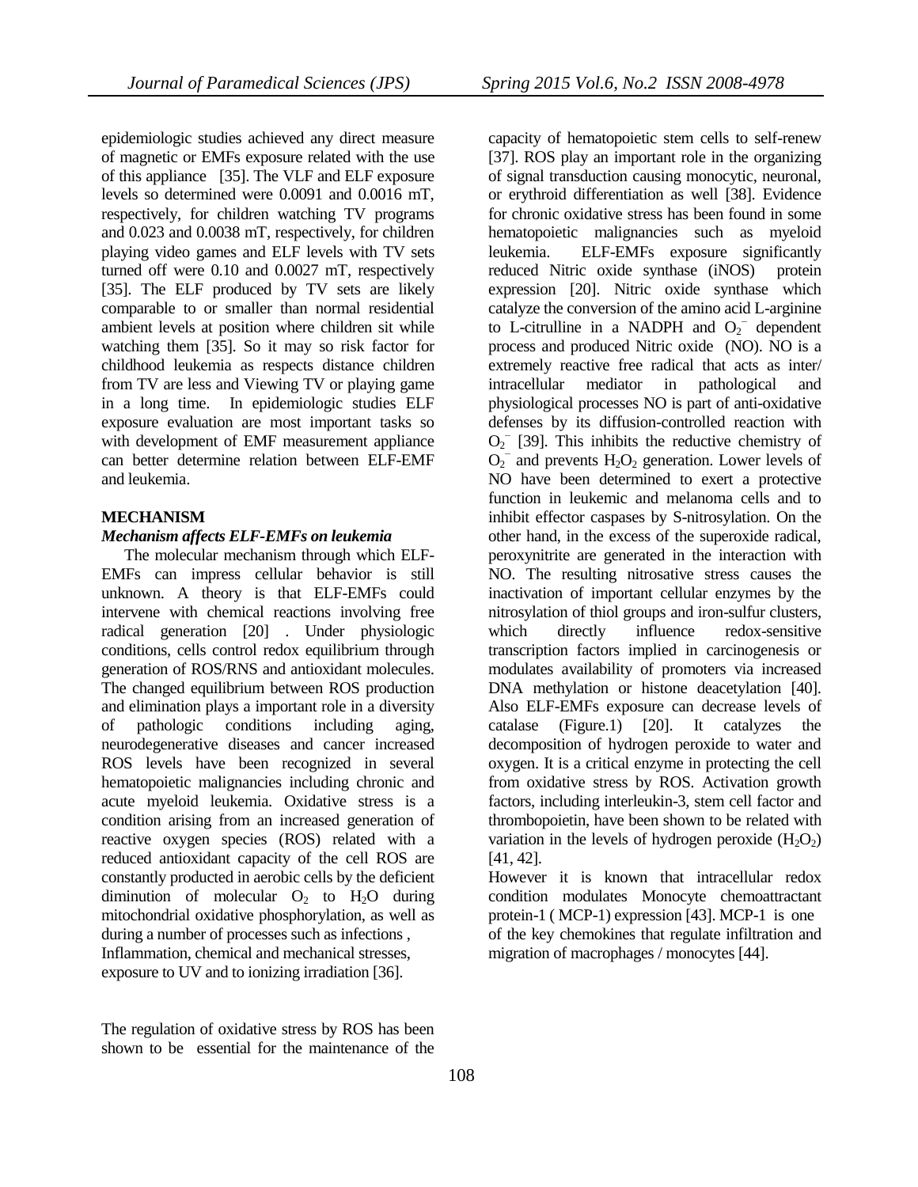epidemiologic studies achieved any direct measure of magnetic or EMFs exposure related with the use of this appliance [35]. The VLF and ELF exposure levels so determined were 0.0091 and 0.0016 mT, respectively, for children watching TV programs and 0.023 and 0.0038 mT, respectively, for children playing video games and ELF levels with TV sets turned off were 0.10 and 0.0027 mT, respectively [35]. The ELF produced by TV sets are likely comparable to or smaller than normal residential ambient levels at position where children sit while watching them [35]. So it may so risk factor for childhood leukemia as respects distance children from TV are less and Viewing TV or playing game in a long time. In epidemiologic studies ELF exposure evaluation are most important tasks so with development of EMF measurement appliance can better determine relation between ELF-EMF and leukemia.

## MECHANISM

### *Mechanism affects ELF-EMFs on leukemia*

The molecular mechanism through which ELF-EMFs can impress cellular behavior is still unknown. A theory is that ELF-EMFs could intervene with chemical reactions involving free radical generation [20] . Under physiologic conditions, cells control redox equilibrium through generation of ROS/RNS and antioxidant molecules. The changed equilibrium between ROS production and elimination plays a important role in a diversity of pathologic conditions including aging, neurodegenerative diseases and cancer increased ROS levels have been recognized in several hematopoietic malignancies including chronic and acute myeloid leukemia. Oxidative stress is a condition arising from an increased generation of reactive oxygen species (ROS) related with a reduced antioxidant capacity of the cell ROS are constantly producted in aerobic cells by the deficient diminution of molecular $O_2$ to $H_2O$ during mitochondrial oxidative phosphorylation, as well as during a number of processes such as infections , Inflammation, chemical and mechanical stresses, exposure to UV and to ionizing irradiation [36].

The regulation of oxidative stress by ROS has been shown to be essential for the maintenance of the capacity of hematopoietic stem cells to self-renew [37]. ROS play an important role in the organizing of signal transduction causing monocytic, neuronal, or erythroid differentiation as well [38]. Evidence for chronic oxidative stress has been found in some hematopoietic malignancies such as myeloid leukemia. ELF-EMFs exposure significantly reduced Nitric oxide synthase (iNOS) protein expression [20]. Nitric oxide synthase which catalyze the conversion of the amino acid L-arginine to L-citrulline in a NADPH and $O_2^-$ dependent process and produced Nitric oxide (NO). NO is a extremely reactive free radical that acts as inter/ intracellular mediator in pathological and physiological processes NO is part of anti-oxidative defenses by its diffusion-controlled reaction with $O_2^-$ [39]. This inhibits the reductive chemistry of $O_2^-$ and prevents $H_2O_2$ generation. Lower levels of NO have been determined to exert a protective function in leukemic and melanoma cells and to inhibit effector caspases by S-nitrosylation. On the other hand, in the excess of the superoxide radical, peroxynitrite are generated in the interaction with NO. The resulting nitrosative stress causes the inactivation of important cellular enzymes by the nitrosylation of thiol groups and iron-sulfur clusters, which directly influence redox-sensitive transcription factors implied in carcinogenesis or modulates availability of promoters via increased DNA methylation or histone deacetylation [40]. Also ELF-EMFs exposure can decrease levels of catalase (Figure.1) [20]. It catalyzes the decomposition of hydrogen peroxide to water and oxygen. It is a critical enzyme in protecting the cell from oxidative stress by ROS. Activation growth factors, including interleukin-3, stem cell factor and thrombopoietin, have been shown to be related with variation in the levels of hydrogen peroxide ($H_2O_2$) [41, 42].

However it is known that intracellular redox condition modulates Monocyte chemoattractant protein-1 ( MCP-1) expression [43]. MCP-1 is one of the key chemokines that regulate infiltration and migration of macrophages / monocytes [44].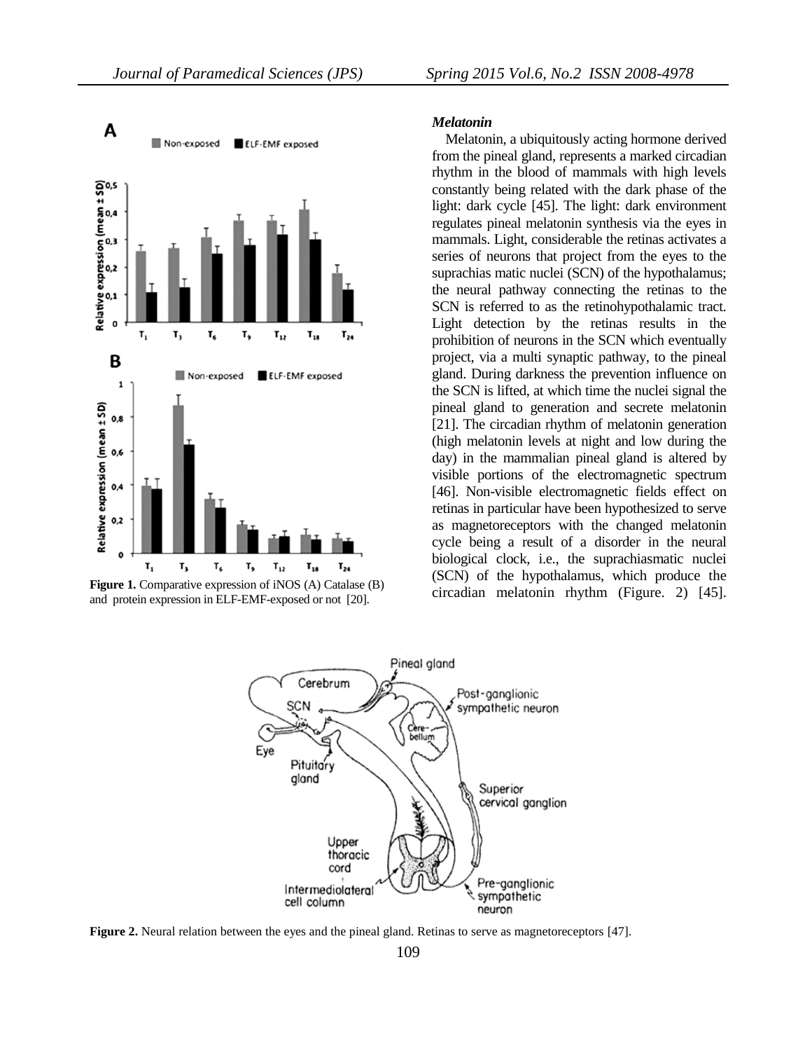Figure 1. Comparative expression of iNOS (A) Catalase (B) and protein expression in ELF-EMF-exposed or not [20].

### *Melatonin*

Melatonin, a ubiquitously acting hormone derived from the pineal gland, represents a marked circadian rhythm in the blood of mammals with high levels constantly being related with the dark phase of the light: dark cycle [45]. The light: dark environment regulates pineal melatonin synthesis via the eyes in mammals. Light, considerable the retinas activates a series of neurons that project from the eyes to the suprachias matic nuclei (SCN) of the hypothalamus; the neural pathway connecting the retinas to the SCN is referred to as the retinohypothalamic tract. Light detection by the retinas results in the prohibition of neurons in the SCN which eventually project, via a multi synaptic pathway, to the pineal gland. During darkness the prevention influence on the SCN is lifted, at which time the nuclei signal the pineal gland to generation and secrete melatonin [21]. The circadian rhythm of melatonin generation (high melatonin levels at night and low during the day) in the mammalian pineal gland is altered by visible portions of the electromagnetic spectrum [46]. Non-visible electromagnetic fields effect on retinas in particular have been hypothesized to serve as magnetoreceptors with the changed melatonin cycle being a result of a disorder in the neural biological clock, i.e., the suprachiasmatic nuclei (SCN) of the hypothalamus, which produce the circadian melatonin rhythm (Figure. 2) [45].

Figure 2. Neural relation between the eyes and the pineal gland. Retinas to serve as magnetoreceptors [47].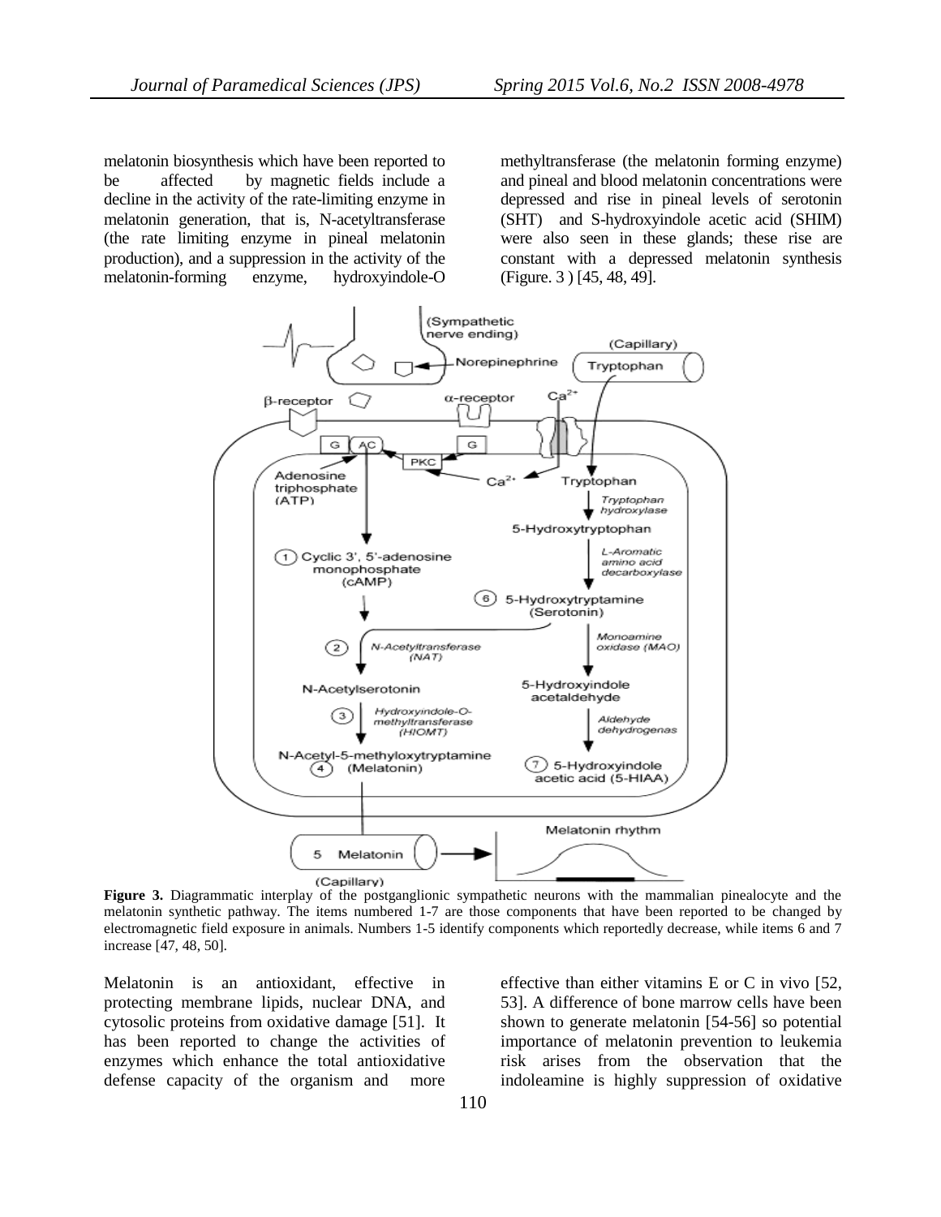melatonin biosynthesis which have been reported to be affected by magnetic fields include a decline in the activity of the rate-limiting enzyme in melatonin generation, that is, N-acetyltransferase (the rate limiting enzyme in pineal melatonin production), and a suppression in the activity of the melatonin-forming enzyme, hydroxyindole-O methyltransferase (the melatonin forming enzyme) and pineal and blood melatonin concentrations were depressed and rise in pineal levels of serotonin (SHT) and S-hydroxyindole acetic acid (SHIM) were also seen in these glands; these rise are constant with a depressed melatonin synthesis (Figure. 3 ) [45, 48, 49].

**Figure 3.** Diagrammatic interplay of the postganglionic sympathetic neurons with the mammalian pinealocyte and the melatonin synthetic pathway. The items numbered 1-7 are those components that have been reported to be changed by electromagnetic field exposure in animals. Numbers 1-5 identify components which reportedly decrease, while items 6 and 7 increase [47, 48, 50].

Melatonin is an antioxidant, effective in protecting membrane lipids, nuclear DNA, and cytosolic proteins from oxidative damage [51]. It has been reported to change the activities of enzymes which enhance the total antioxidative defense capacity of the organism and more effective than either vitamins E or C in vivo [52, 53]. A difference of bone marrow cells have been shown to generate melatonin [54-56] so potential importance of melatonin prevention to leukemia risk arises from the observation that the indoleamine is highly suppression of oxidative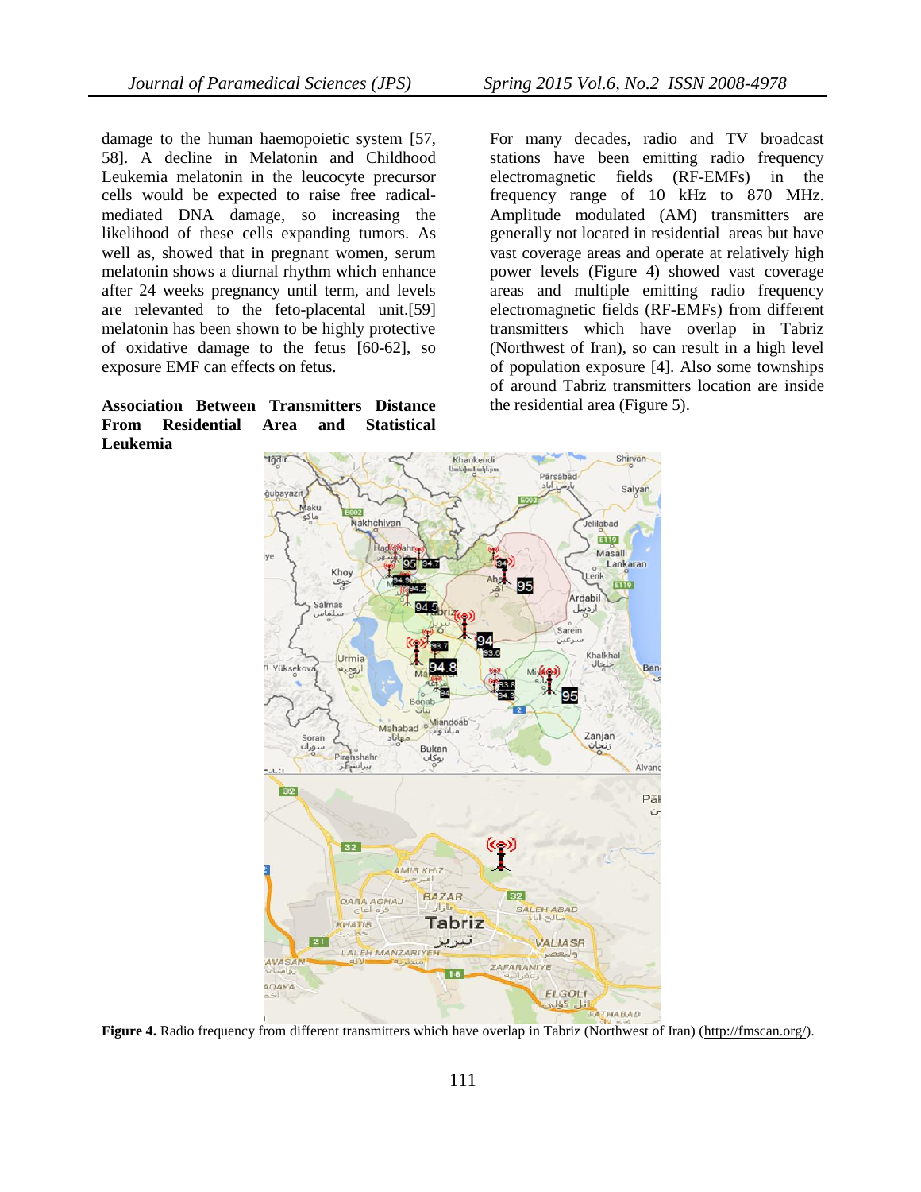damage to the human haemopoietic system [57, 58]. A decline in Melatonin and Childhood Leukemia melatonin in the leucocyte precursor cells would be expected to raise free radical-mediated DNA damage, so increasing the likelihood of these cells expanding tumors. As well as, showed that in pregnant women, serum melatonin shows a diurnal rhythm which enhance after 24 weeks pregnancy until term, and levels are relevanted to the feto-placental unit.[59] melatonin has been shown to be highly protective of oxidative damage to the fetus [60-62], so exposure EMF can effects on fetus.

**Association Between Transmitters Distance From Residential Area and Statistical Leukemia**

For many decades, radio and TV broadcast stations have been emitting radio frequency electromagnetic fields (RF-EMFs) in the frequency range of 10 kHz to 870 MHz. Amplitude modulated (AM) transmitters are generally not located in residential areas but have vast coverage areas and operate at relatively high power levels (Figure 4) showed vast coverage areas and multiple emitting radio frequency electromagnetic fields (RF-EMFs) from different transmitters which have overlap in Tabriz (Northwest of Iran), so can result in a high level of population exposure [4]. Also some townships of around Tabriz transmitters location are inside the residential area (Figure 5).

**Figure 4.** Radio frequency from different transmitters which have overlap in Tabriz (Northwest of Iran) (http://fmscan.org/).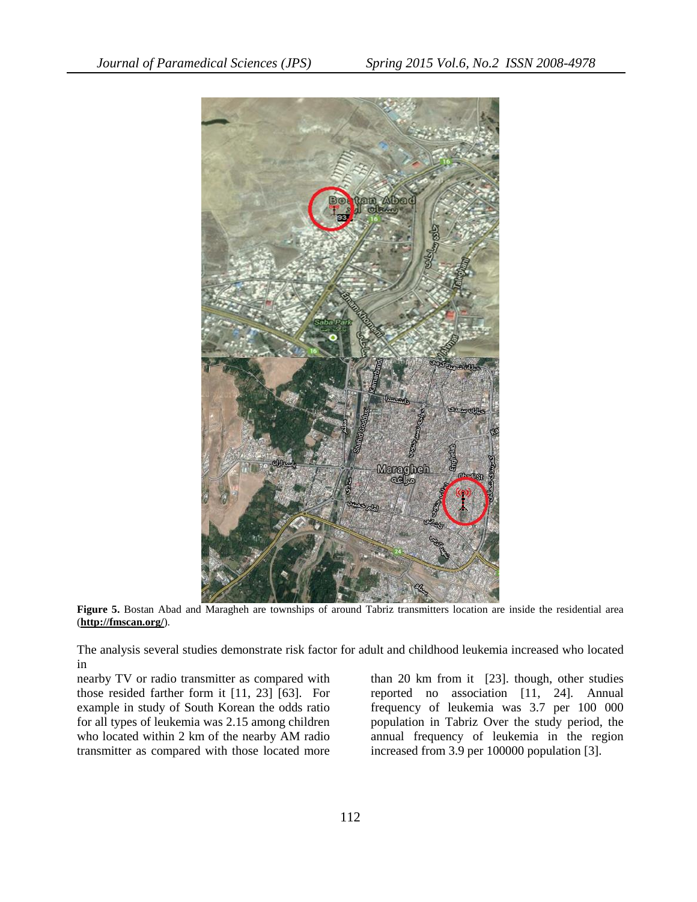**Figure 5.** Bostan Abad and Maragheh are townships of around Tabriz transmitters location are inside the residential area (**http://fmscan.org/**).

The analysis several studies demonstrate risk factor for adult and childhood leukemia increased who located in nearby TV or radio transmitter as compared with those resided farther form it [11, 23] [63]. For example in study of South Korean the odds ratio for all types of leukemia was 2.15 among children who located within 2 km of the nearby AM radio transmitter as compared with those located more than 20 km from it [23]. though, other studies reported no association [11, 24]. Annual frequency of leukemia was 3.7 per 100 000 population in Tabriz Over the study period, the annual frequency of leukemia in the region increased from 3.9 per 100000 population [3].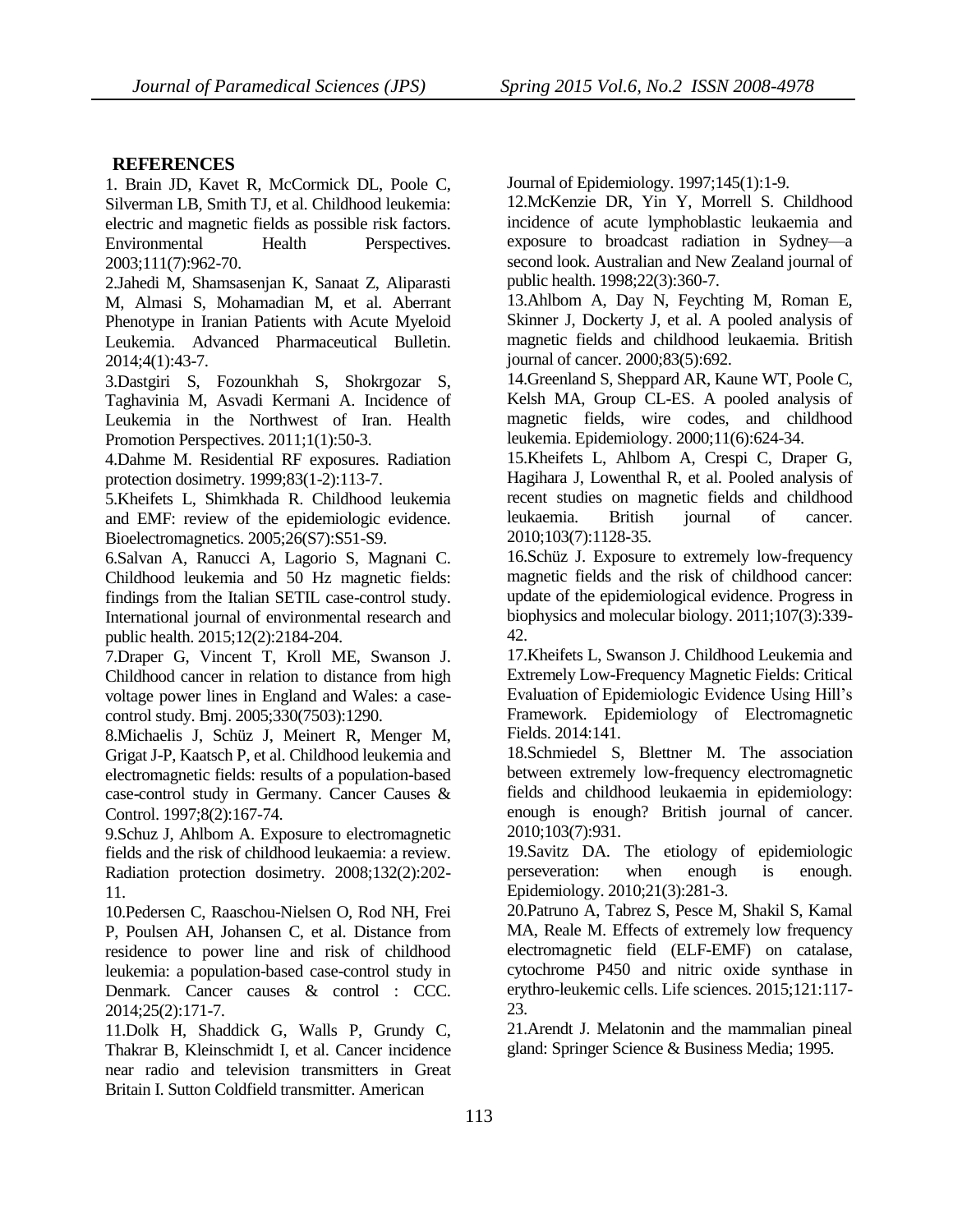## REFERENCES

1. Brain JD, Kavet R, McCormick DL, Poole C, Silverman LB, Smith TJ, et al. Childhood leukemia: electric and magnetic fields as possible risk factors. Environmental Health Perspectives. 2003;111(7):962-70.

2.Jahedi M, Shamsasenjan K, Sanaat Z, Aliparasti M, Almasi S, Mohamadian M, et al. Aberrant Phenotype in Iranian Patients with Acute Myeloid Leukemia. Advanced Pharmaceutical Bulletin. 2014;4(1):43-7.

3.Dastgiri S, Fozounkhah S, Shokrgozar S, Taghavinia M, Asvadi Kermani A. Incidence of Leukemia in the Northwest of Iran. Health Promotion Perspectives. 2011;1(1):50-3.

4.Dahme M. Residential RF exposures. Radiation protection dosimetry. 1999;83(1-2):113-7.

5.Kheifets L, Shimkhada R. Childhood leukemia and EMF: review of the epidemiologic evidence. Bioelectromagnetics. 2005;26(S7):S51-S9.

6.Salvan A, Ranucci A, Lagorio S, Magnani C. Childhood leukemia and 50 Hz magnetic fields: findings from the Italian SETIL case-control study. International journal of environmental research and public health. 2015;12(2):2184-204.

7.Draper G, Vincent T, Kroll ME, Swanson J. Childhood cancer in relation to distance from high voltage power lines in England and Wales: a case-control study. Bmj. 2005;330(7503):1290.

8.Michaelis J, Schüz J, Meinert R, Menger M, Grigat J-P, Kaatsch P, et al. Childhood leukemia and electromagnetic fields: results of a population-based case-control study in Germany. Cancer Causes & Control. 1997;8(2):167-74.

9.Schuz J, Ahlbom A. Exposure to electromagnetic fields and the risk of childhood leukaemia: a review. Radiation protection dosimetry. 2008;132(2):202-11.

10.Pedersen C, Raaschou-Nielsen O, Rod NH, Frei P, Poulsen AH, Johansen C, et al. Distance from residence to power line and risk of childhood leukemia: a population-based case-control study in Denmark. Cancer causes & control : CCC. 2014;25(2):171-7.

11.Dolk H, Shaddick G, Walls P, Grundy C, Thakrar B, Kleinschmidt I, et al. Cancer incidence near radio and television transmitters in Great Britain I. Sutton Coldfield transmitter. American Journal of Epidemiology. 1997;145(1):1-9.

12.McKenzie DR, Yin Y, Morrell S. Childhood incidence of acute lymphoblastic leukaemia and exposure to broadcast radiation in Sydney—a second look. Australian and New Zealand journal of public health. 1998;22(3):360-7.

13.Ahlbom A, Day N, Feychting M, Roman E, Skinner J, Dockerty J, et al. A pooled analysis of magnetic fields and childhood leukaemia. British journal of cancer. 2000;83(5):692.

14.Greenland S, Sheppard AR, Kaune WT, Poole C, Kelsh MA, Group CL-ES. A pooled analysis of magnetic fields, wire codes, and childhood leukemia. Epidemiology. 2000;11(6):624-34.

15.Kheifets L, Ahlbom A, Crespi C, Draper G, Hagihara J, Lowenthal R, et al. Pooled analysis of recent studies on magnetic fields and childhood leukaemia. British journal of cancer. 2010;103(7):1128-35.

16.Schüz J. Exposure to extremely low-frequency magnetic fields and the risk of childhood cancer: update of the epidemiological evidence. Progress in biophysics and molecular biology. 2011;107(3):339-42.

17.Kheifets L, Swanson J. Childhood Leukemia and Extremely Low-Frequency Magnetic Fields: Critical Evaluation of Epidemiologic Evidence Using Hill's Framework. Epidemiology of Electromagnetic Fields. 2014:141.

18.Schmiedel S, Blettner M. The association between extremely low-frequency electromagnetic fields and childhood leukaemia in epidemiology: enough is enough? British journal of cancer. 2010;103(7):931.

19.Savitz DA. The etiology of epidemiologic perseveration: when enough is enough. Epidemiology. 2010;21(3):281-3.

20.Patruno A, Tabrez S, Pesce M, Shakil S, Kamal MA, Reale M. Effects of extremely low frequency electromagnetic field (ELF-EMF) on catalase, cytochrome P450 and nitric oxide synthase in erythro-leukemic cells. Life sciences. 2015;121:117-23.

21.Arendt J. Melatonin and the mammalian pineal gland: Springer Science & Business Media; 1995.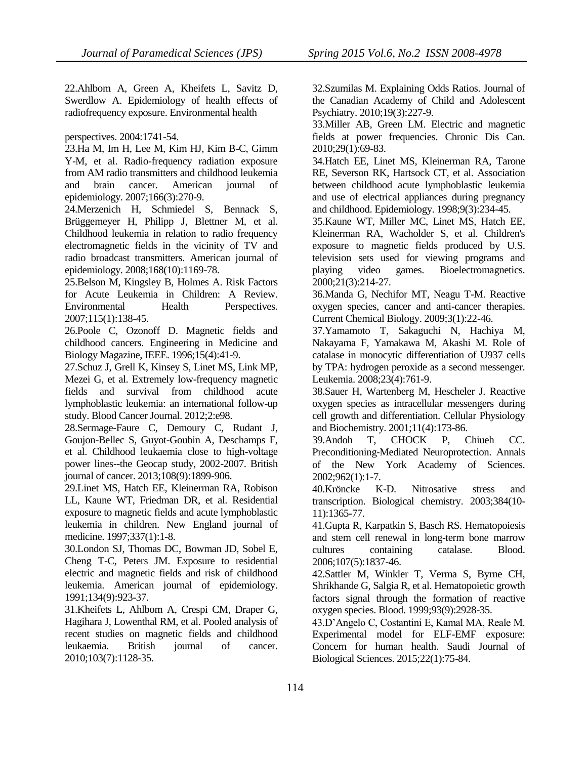22.Ahlbom A, Green A, Kheifets L, Savitz D, Swerdlow A. Epidemiology of health effects of radiofrequency exposure. Environmental health perspectives. 2004:1741-54.

23.Ha M, Im H, Lee M, Kim HJ, Kim B-C, Gimm Y-M, et al. Radio-frequency radiation exposure from AM radio transmitters and childhood leukemia and brain cancer. American journal of epidemiology. 2007;166(3):270-9.

24.Merzenich H, Schmiedel S, Bennack S, Brüggemeyer H, Philipp J, Blettner M, et al. Childhood leukemia in relation to radio frequency electromagnetic fields in the vicinity of TV and radio broadcast transmitters. American journal of epidemiology. 2008;168(10):1169-78.

25.Belson M, Kingsley B, Holmes A. Risk Factors for Acute Leukemia in Children: A Review. Environmental Health Perspectives. 2007;115(1):138-45.

26.Poole C, Ozonoff D. Magnetic fields and childhood cancers. Engineering in Medicine and Biology Magazine, IEEE. 1996;15(4):41-9.

27.Schuz J, Grell K, Kinsey S, Linet MS, Link MP, Mezei G, et al. Extremely low-frequency magnetic fields and survival from childhood acute lymphoblastic leukemia: an international follow-up study. Blood Cancer Journal. 2012;2:e98.

28.Sermage-Faure C, Demoury C, Rudant J, Goujon-Bellec S, Guyot-Goubin A, Deschamps F, et al. Childhood leukaemia close to high-voltage power lines--the Geocap study, 2002-2007. British journal of cancer. 2013;108(9):1899-906.

29.Linet MS, Hatch EE, Kleinerman RA, Robison LL, Kaune WT, Friedman DR, et al. Residential exposure to magnetic fields and acute lymphoblastic leukemia in children. New England journal of medicine. 1997;337(1):1-8.

30.London SJ, Thomas DC, Bowman JD, Sobel E, Cheng T-C, Peters JM. Exposure to residential electric and magnetic fields and risk of childhood leukemia. American journal of epidemiology. 1991;134(9):923-37.

31.Kheifets L, Ahlbom A, Crespi CM, Draper G, Hagihara J, Lowenthal RM, et al. Pooled analysis of recent studies on magnetic fields and childhood leukaemia. British journal of cancer. 2010;103(7):1128-35.

32.Szumilas M. Explaining Odds Ratios. Journal of the Canadian Academy of Child and Adolescent Psychiatry. 2010;19(3):227-9.

33.Miller AB, Green LM. Electric and magnetic fields at power frequencies. Chronic Dis Can. 2010;29(1):69-83.

34.Hatch EE, Linet MS, Kleinerman RA, Tarone RE, Severson RK, Hartsock CT, et al. Association between childhood acute lymphoblastic leukemia and use of electrical appliances during pregnancy and childhood. Epidemiology. 1998;9(3):234-45.

35.Kaune WT, Miller MC, Linet MS, Hatch EE, Kleinerman RA, Wacholder S, et al. Children's exposure to magnetic fields produced by U.S. television sets used for viewing programs and playing video games. Bioelectromagnetics. 2000;21(3):214-27.

36.Manda G, Nechifor MT, Neagu T-M. Reactive oxygen species, cancer and anti-cancer therapies. Current Chemical Biology. 2009;3(1):22-46.

37.Yamamoto T, Sakaguchi N, Hachiya M, Nakayama F, Yamakawa M, Akashi M. Role of catalase in monocytic differentiation of U937 cells by TPA: hydrogen peroxide as a second messenger. Leukemia. 2008;23(4):761-9.

38.Sauer H, Wartenberg M, Hescheler J. Reactive oxygen species as intracellular messengers during cell growth and differentiation. Cellular Physiology and Biochemistry. 2001;11(4):173-86.

39.Andoh T, CHOCK P, Chiueh CC. Preconditioning-Mediated Neuroprotection. Annals of the New York Academy of Sciences. 2002;962(1):1-7.

40.Kröncke K-D. Nitrosative stress and transcription. Biological chemistry. 2003;384(10-11):1365-77.

41.Gupta R, Karpatkin S, Basch RS. Hematopoiesis and stem cell renewal in long-term bone marrow cultures containing catalase. Blood. 2006;107(5):1837-46.

42.Sattler M, Winkler T, Verma S, Byrne CH, Shrikhande G, Salgia R, et al. Hematopoietic growth factors signal through the formation of reactive oxygen species. Blood. 1999;93(9):2928-35.

43.D'Angelo C, Costantini E, Kamal MA, Reale M. Experimental model for ELF-EMF exposure: Concern for human health. Saudi Journal of Biological Sciences. 2015;22(1):75-84.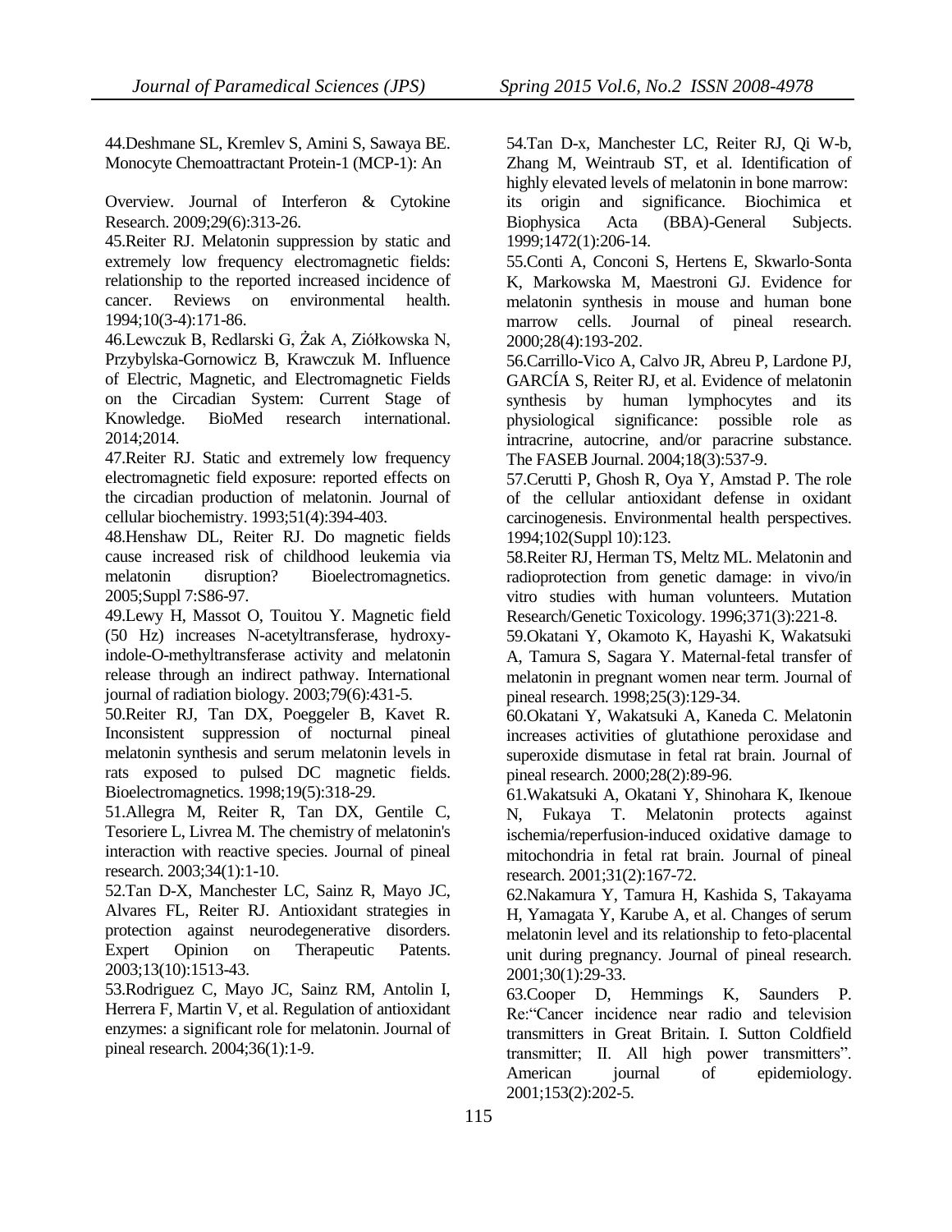44.Deshmane SL, Kremlev S, Amini S, Sawaya BE. Monocyte Chemoattractant Protein-1 (MCP-1): An Overview. Journal of Interferon & Cytokine Research. 2009;29(6):313-26.

45.Reiter RJ. Melatonin suppression by static and extremely low frequency electromagnetic fields: relationship to the reported increased incidence of cancer. Reviews on environmental health. 1994;10(3-4):171-86.

46.Lewczuk B, Redlarski G, Żak A, Ziółkowska N, Przybylska-Gornowicz B, Krawczuk M. Influence of Electric, Magnetic, and Electromagnetic Fields on the Circadian System: Current Stage of Knowledge. BioMed research international. 2014;2014.

47.Reiter RJ. Static and extremely low frequency electromagnetic field exposure: reported effects on the circadian production of melatonin. Journal of cellular biochemistry. 1993;51(4):394-403.

48.Henshaw DL, Reiter RJ. Do magnetic fields cause increased risk of childhood leukemia via melatonin disruption? Bioelectromagnetics. 2005;Suppl 7:S86-97.

49.Lewy H, Massot O, Touitou Y. Magnetic field (50 Hz) increases N-acetyltransferase, hydroxy-indole-O-methyltransferase activity and melatonin release through an indirect pathway. International journal of radiation biology. 2003;79(6):431-5.

50.Reiter RJ, Tan DX, Poeggeler B, Kavet R. Inconsistent suppression of nocturnal pineal melatonin synthesis and serum melatonin levels in rats exposed to pulsed DC magnetic fields. Bioelectromagnetics. 1998;19(5):318-29.

51.Allegra M, Reiter R, Tan DX, Gentile C, Tesoriere L, Livrea M. The chemistry of melatonin's interaction with reactive species. Journal of pineal research. 2003;34(1):1-10.

52.Tan D-X, Manchester LC, Sainz R, Mayo JC, Alvares FL, Reiter RJ. Antioxidant strategies in protection against neurodegenerative disorders. Expert Opinion on Therapeutic Patents. 2003;13(10):1513-43.

53.Rodriguez C, Mayo JC, Sainz RM, Antolin I, Herrera F, Martin V, et al. Regulation of antioxidant enzymes: a significant role for melatonin. Journal of pineal research. 2004;36(1):1-9.

54.Tan D-x, Manchester LC, Reiter RJ, Qi W-b, Zhang M, Weintraub ST, et al. Identification of highly elevated levels of melatonin in bone marrow: its origin and significance. Biochimica et Biophysica Acta (BBA)-General Subjects. 1999;1472(1):206-14.

55.Conti A, Conconi S, Hertens E, Skwarlo-Sonta K, Markowska M, Maestroni GJ. Evidence for melatonin synthesis in mouse and human bone marrow cells. Journal of pineal research. 2000;28(4):193-202.

56.Carrillo-Vico A, Calvo JR, Abreu P, Lardone PJ, GARCÍA S, Reiter RJ, et al. Evidence of melatonin synthesis by human lymphocytes and its physiological significance: possible role as intracrine, autocrine, and/or paracrine substance. The FASEB Journal. 2004;18(3):537-9.

57.Cerutti P, Ghosh R, Oya Y, Amstad P. The role of the cellular antioxidant defense in oxidant carcinogenesis. Environmental health perspectives. 1994;102(Suppl 10):123.

58.Reiter RJ, Herman TS, Meltz ML. Melatonin and radioprotection from genetic damage: in vivo/in vitro studies with human volunteers. Mutation Research/Genetic Toxicology. 1996;371(3):221-8.

59.Okatani Y, Okamoto K, Hayashi K, Wakatsuki A, Tamura S, Sagara Y. Maternal-fetal transfer of melatonin in pregnant women near term. Journal of pineal research. 1998;25(3):129-34.

60.Okatani Y, Wakatsuki A, Kaneda C. Melatonin increases activities of glutathione peroxidase and superoxide dismutase in fetal rat brain. Journal of pineal research. 2000;28(2):89-96.

61.Wakatsuki A, Okatani Y, Shinohara K, Ikenoue N, Fukaya T. Melatonin protects against ischemia/reperfusion-induced oxidative damage to mitochondria in fetal rat brain. Journal of pineal research. 2001;31(2):167-72.

62.Nakamura Y, Tamura H, Kashida S, Takayama H, Yamagata Y, Karube A, et al. Changes of serum melatonin level and its relationship to feto-placental unit during pregnancy. Journal of pineal research. 2001;30(1):29-33.

63.Cooper D, Hemmings K, Saunders P. Re:"Cancer incidence near radio and television transmitters in Great Britain. I. Sutton Coldfield transmitter; II. All high power transmitters". American journal of epidemiology. 2001;153(2):202-5.